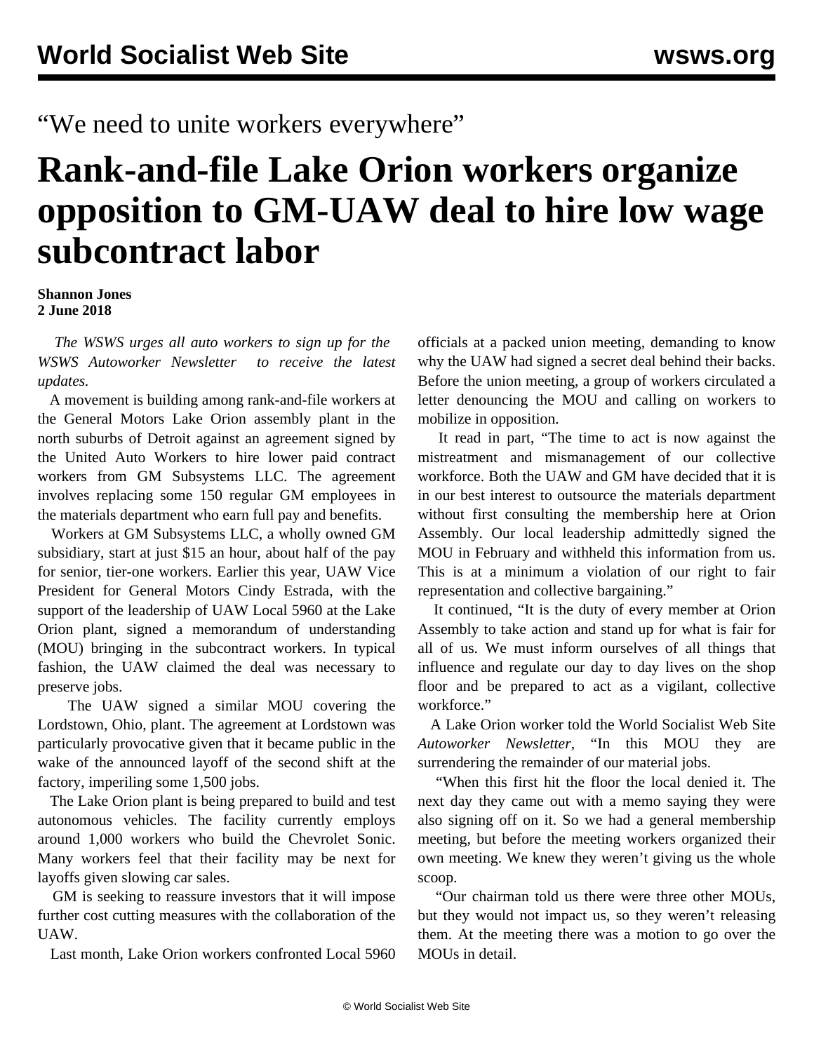“We need to unite workers everywhere”

# Rank-and-file Lake Orion workers organize opposition to GM-UAW deal to hire low wage subcontract labor

**Shannon Jones**
**2 June 2018**

*The WSWS urges all auto workers to sign up for the WSWS Autoworker Newsletter to receive the latest updates.*

A movement is building among rank-and-file workers at the General Motors Lake Orion assembly plant in the north suburbs of Detroit against an agreement signed by the United Auto Workers to hire lower paid contract workers from GM Subsystems LLC. The agreement involves replacing some 150 regular GM employees in the materials department who earn full pay and benefits.

Workers at GM Subsystems LLC, a wholly owned GM subsidiary, start at just $15 an hour, about half of the pay for senior, tier-one workers. Earlier this year, UAW Vice President for General Motors Cindy Estrada, with the support of the leadership of UAW Local 5960 at the Lake Orion plant, signed a memorandum of understanding (MOU) bringing in the subcontract workers. In typical fashion, the UAW claimed the deal was necessary to preserve jobs.

The UAW signed a similar MOU covering the Lordstown, Ohio, plant. The agreement at Lordstown was particularly provocative given that it became public in the wake of the announced layoff of the second shift at the factory, imperiling some 1,500 jobs.

The Lake Orion plant is being prepared to build and test autonomous vehicles. The facility currently employs around 1,000 workers who build the Chevrolet Sonic. Many workers feel that their facility may be next for layoffs given slowing car sales.

GM is seeking to reassure investors that it will impose further cost cutting measures with the collaboration of the UAW.

Last month, Lake Orion workers confronted Local 5960 officials at a packed union meeting, demanding to know why the UAW had signed a secret deal behind their backs. Before the union meeting, a group of workers circulated a letter denouncing the MOU and calling on workers to mobilize in opposition.

It read in part, “The time to act is now against the mistreatment and mismanagement of our collective workforce. Both the UAW and GM have decided that it is in our best interest to outsource the materials department without first consulting the membership here at Orion Assembly. Our local leadership admittedly signed the MOU in February and withheld this information from us. This is at a minimum a violation of our right to fair representation and collective bargaining.”

It continued, “It is the duty of every member at Orion Assembly to take action and stand up for what is fair for all of us. We must inform ourselves of all things that influence and regulate our day to day lives on the shop floor and be prepared to act as a vigilant, collective workforce.”

A Lake Orion worker told the World Socialist Web Site *Autoworker Newsletter*, “In this MOU they are surrendering the remainder of our material jobs.

“When this first hit the floor the local denied it. The next day they came out with a memo saying they were also signing off on it. So we had a general membership meeting, but before the meeting workers organized their own meeting. We knew they weren’t giving us the whole scoop.

“Our chairman told us there were three other MOUs, but they would not impact us, so they weren’t releasing them. At the meeting there was a motion to go over the MOUs in detail.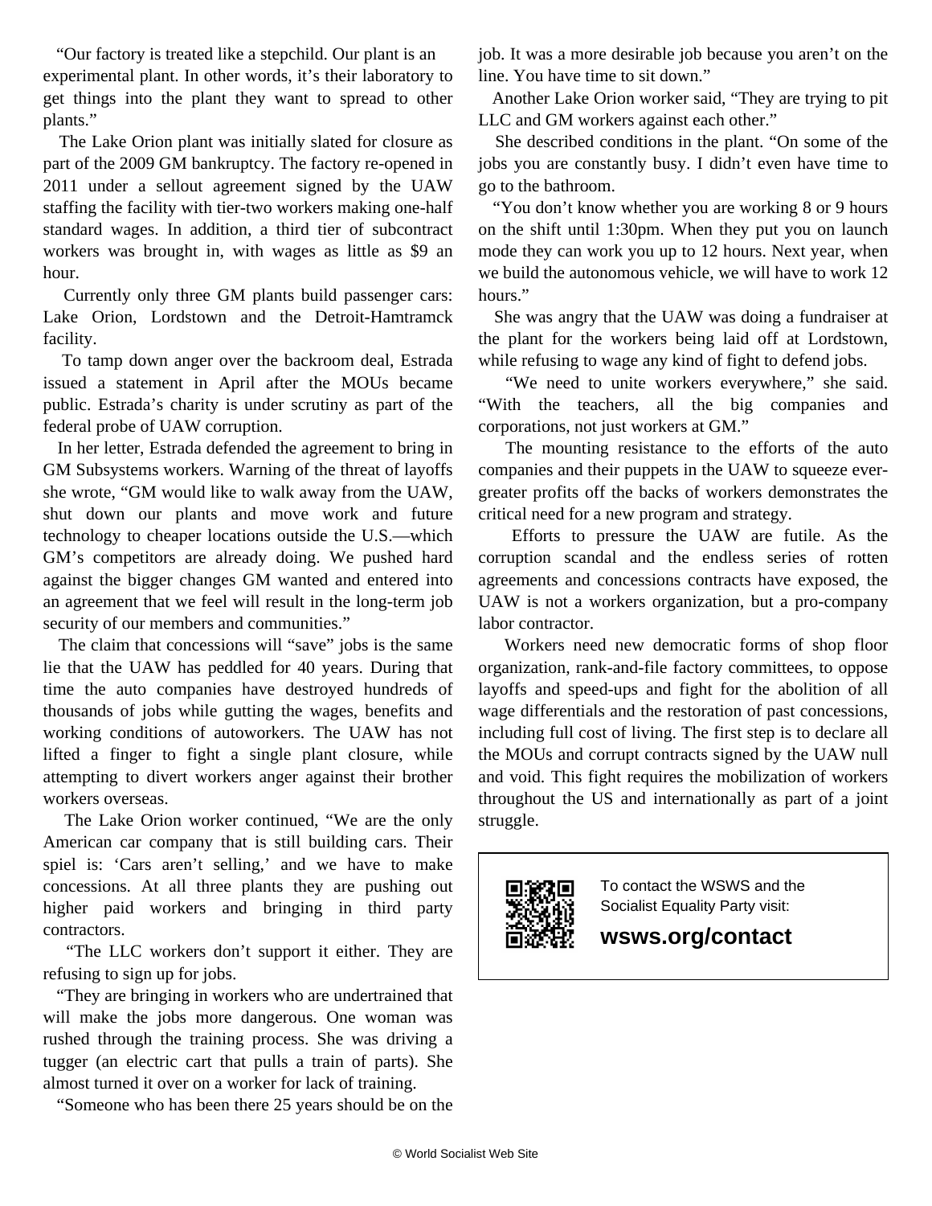"Our factory is treated like a stepchild. Our plant is an experimental plant. In other words, it's their laboratory to get things into the plant they want to spread to other plants."

The Lake Orion plant was initially slated for closure as part of the 2009 GM bankruptcy. The factory re-opened in 2011 under a sellout agreement signed by the UAW staffing the facility with tier-two workers making one-half standard wages. In addition, a third tier of subcontract workers was brought in, with wages as little as $9 an hour.

Currently only three GM plants build passenger cars: Lake Orion, Lordstown and the Detroit-Hamtramck facility.

To tamp down anger over the backroom deal, Estrada issued a statement in April after the MOUs became public. Estrada's charity is under scrutiny as part of the federal probe of UAW corruption.

In her letter, Estrada defended the agreement to bring in GM Subsystems workers. Warning of the threat of layoffs she wrote, "GM would like to walk away from the UAW, shut down our plants and move work and future technology to cheaper locations outside the U.S.—which GM's competitors are already doing. We pushed hard against the bigger changes GM wanted and entered into an agreement that we feel will result in the long-term job security of our members and communities."

The claim that concessions will "save" jobs is the same lie that the UAW has peddled for 40 years. During that time the auto companies have destroyed hundreds of thousands of jobs while gutting the wages, benefits and working conditions of autoworkers. The UAW has not lifted a finger to fight a single plant closure, while attempting to divert workers anger against their brother workers overseas.

The Lake Orion worker continued, "We are the only American car company that is still building cars. Their spiel is: 'Cars aren't selling,' and we have to make concessions. At all three plants they are pushing out higher paid workers and bringing in third party contractors.

"The LLC workers don't support it either. They are refusing to sign up for jobs.

"They are bringing in workers who are undertrained that will make the jobs more dangerous. One woman was rushed through the training process. She was driving a tugger (an electric cart that pulls a train of parts). She almost turned it over on a worker for lack of training.

"Someone who has been there 25 years should be on the job. It was a more desirable job because you aren't on the line. You have time to sit down."

Another Lake Orion worker said, "They are trying to pit LLC and GM workers against each other."

She described conditions in the plant. "On some of the jobs you are constantly busy. I didn't even have time to go to the bathroom.

"You don't know whether you are working 8 or 9 hours on the shift until 1:30pm. When they put you on launch mode they can work you up to 12 hours. Next year, when we build the autonomous vehicle, we will have to work 12 hours."

She was angry that the UAW was doing a fundraiser at the plant for the workers being laid off at Lordstown, while refusing to wage any kind of fight to defend jobs.

"We need to unite workers everywhere," she said. "With the teachers, all the big companies and corporations, not just workers at GM."

The mounting resistance to the efforts of the auto companies and their puppets in the UAW to squeeze ever-greater profits off the backs of workers demonstrates the critical need for a new program and strategy.

Efforts to pressure the UAW are futile. As the corruption scandal and the endless series of rotten agreements and concessions contracts have exposed, the UAW is not a workers organization, but a pro-company labor contractor.

Workers need new democratic forms of shop floor organization, rank-and-file factory committees, to oppose layoffs and speed-ups and fight for the abolition of all wage differentials and the restoration of past concessions, including full cost of living. The first step is to declare all the MOUs and corrupt contracts signed by the UAW null and void. This fight requires the mobilization of workers throughout the US and internationally as part of a joint struggle.

To contact the WSWS and the Socialist Equality Party visit:

**wsws.org/contact**